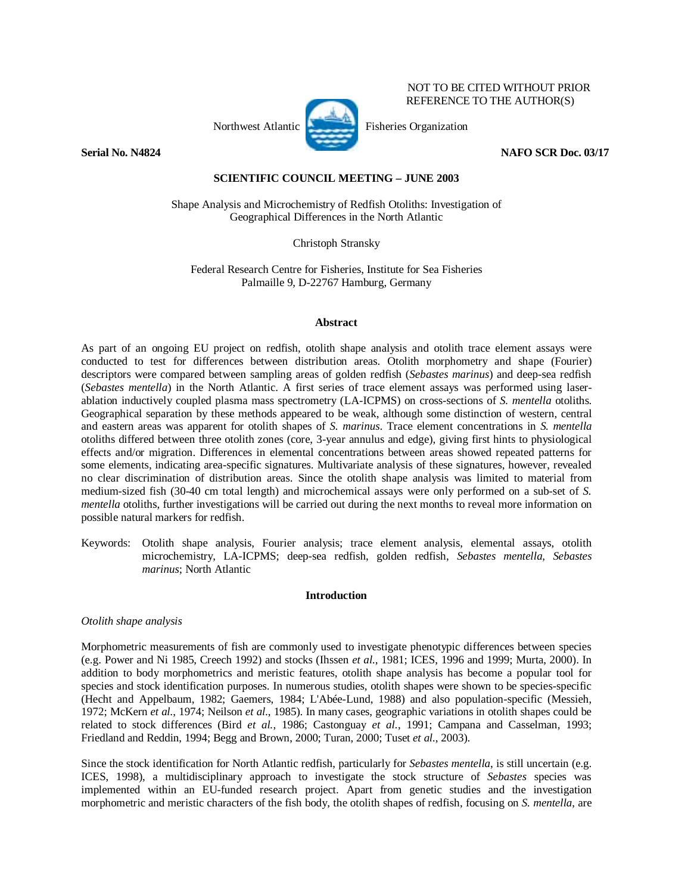NOT TO BE CITED WITHOUT PRIOR REFERENCE TO THE AUTHOR(S)

Northwest Atlantic Fisheries Organization

**Serial No. N4824** **NAFO SCR Doc. 03/17**

**SCIENTIFIC COUNCIL MEETING – JUNE 2003**

Shape Analysis and Microchemistry of Redfish Otoliths: Investigation of Geographical Differences in the North Atlantic

Christoph Stransky

Federal Research Centre for Fisheries, Institute for Sea Fisheries
Palmaille 9, D-22767 Hamburg, Germany

## Abstract

As part of an ongoing EU project on redfish, otolith shape analysis and otolith trace element assays were conducted to test for differences between distribution areas. Otolith morphometry and shape (Fourier) descriptors were compared between sampling areas of golden redfish (*Sebastes marinus*) and deep-sea redfish (*Sebastes mentella*) in the North Atlantic. A first series of trace element assays was performed using laser-ablation inductively coupled plasma mass spectrometry (LA-ICPMS) on cross-sections of *S. mentella* otoliths. Geographical separation by these methods appeared to be weak, although some distinction of western, central and eastern areas was apparent for otolith shapes of *S. marinus*. Trace element concentrations in *S. mentella* otoliths differed between three otolith zones (core, 3-year annulus and edge), giving first hints to physiological effects and/or migration. Differences in elemental concentrations between areas showed repeated patterns for some elements, indicating area-specific signatures. Multivariate analysis of these signatures, however, revealed no clear discrimination of distribution areas. Since the otolith shape analysis was limited to material from medium-sized fish (30-40 cm total length) and microchemical assays were only performed on a sub-set of *S. mentella* otoliths, further investigations will be carried out during the next months to reveal more information on possible natural markers for redfish.

Keywords: Otolith shape analysis, Fourier analysis; trace element analysis, elemental assays, otolith microchemistry, LA-ICPMS; deep-sea redfish, golden redfish, *Sebastes mentella*, *Sebastes marinus*; North Atlantic

## Introduction

### *Otolith shape analysis*

Morphometric measurements of fish are commonly used to investigate phenotypic differences between species (e.g. Power and Ni 1985, Creech 1992) and stocks (Ihssen *et al.*, 1981; ICES, 1996 and 1999; Murta, 2000). In addition to body morphometrics and meristic features, otolith shape analysis has become a popular tool for species and stock identification purposes. In numerous studies, otolith shapes were shown to be species-specific (Hecht and Appelbaum, 1982; Gaemers, 1984; L'Abée-Lund, 1988) and also population-specific (Messieh, 1972; McKern *et al.*, 1974; Neilson *et al.*, 1985). In many cases, geographic variations in otolith shapes could be related to stock differences (Bird *et al.*, 1986; Castonguay *et al.*, 1991; Campana and Casselman, 1993; Friedland and Reddin, 1994; Begg and Brown, 2000; Turan, 2000; Tuset *et al.*, 2003).

Since the stock identification for North Atlantic redfish, particularly for *Sebastes mentella*, is still uncertain (e.g. ICES, 1998), a multidisciplinary approach to investigate the stock structure of *Sebastes* species was implemented within an EU-funded research project. Apart from genetic studies and the investigation morphometric and meristic characters of the fish body, the otolith shapes of redfish, focusing on *S. mentella*, are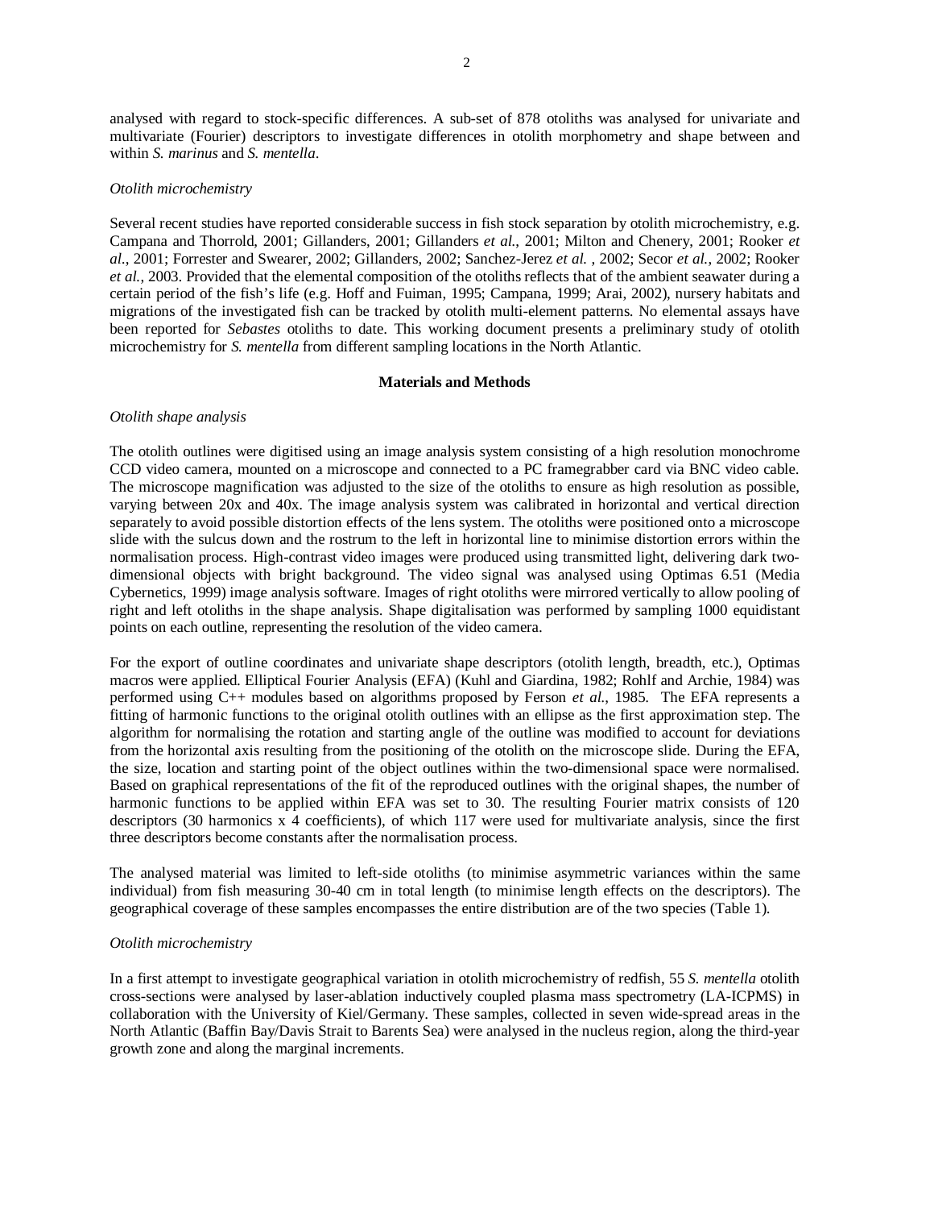analysed with regard to stock-specific differences. A sub-set of 878 otoliths was analysed for univariate and multivariate (Fourier) descriptors to investigate differences in otolith morphometry and shape between and within *S. marinus* and *S. mentella*.

*Otolith microchemistry*

Several recent studies have reported considerable success in fish stock separation by otolith microchemistry, e.g. Campana and Thorrold, 2001; Gillanders, 2001; Gillanders *et al.*, 2001; Milton and Chenery, 2001; Rooker *et al.*, 2001; Forrester and Swearer, 2002; Gillanders, 2002; Sanchez-Jerez *et al.* , 2002; Secor *et al.*, 2002; Rooker *et al.*, 2003. Provided that the elemental composition of the otoliths reflects that of the ambient seawater during a certain period of the fish's life (e.g. Hoff and Fuiman, 1995; Campana, 1999; Arai, 2002), nursery habitats and migrations of the investigated fish can be tracked by otolith multi-element patterns. No elemental assays have been reported for *Sebastes* otoliths to date. This working document presents a preliminary study of otolith microchemistry for *S. mentella* from different sampling locations in the North Atlantic.

## Materials and Methods

*Otolith shape analysis*

The otolith outlines were digitised using an image analysis system consisting of a high resolution monochrome CCD video camera, mounted on a microscope and connected to a PC framegrabber card via BNC video cable. The microscope magnification was adjusted to the size of the otoliths to ensure as high resolution as possible, varying between 20x and 40x. The image analysis system was calibrated in horizontal and vertical direction separately to avoid possible distortion effects of the lens system. The otoliths were positioned onto a microscope slide with the sulcus down and the rostrum to the left in horizontal line to minimise distortion errors within the normalisation process. High-contrast video images were produced using transmitted light, delivering dark two-dimensional objects with bright background. The video signal was analysed using Optimas 6.51 (Media Cybernetics, 1999) image analysis software. Images of right otoliths were mirrored vertically to allow pooling of right and left otoliths in the shape analysis. Shape digitalisation was performed by sampling 1000 equidistant points on each outline, representing the resolution of the video camera.

For the export of outline coordinates and univariate shape descriptors (otolith length, breadth, etc.), Optimas macros were applied. Elliptical Fourier Analysis (EFA) (Kuhl and Giardina, 1982; Rohlf and Archie, 1984) was performed using C++ modules based on algorithms proposed by Ferson *et al.*, 1985. The EFA represents a fitting of harmonic functions to the original otolith outlines with an ellipse as the first approximation step. The algorithm for normalising the rotation and starting angle of the outline was modified to account for deviations from the horizontal axis resulting from the positioning of the otolith on the microscope slide. During the EFA, the size, location and starting point of the object outlines within the two-dimensional space were normalised. Based on graphical representations of the fit of the reproduced outlines with the original shapes, the number of harmonic functions to be applied within EFA was set to 30. The resulting Fourier matrix consists of 120 descriptors (30 harmonics x 4 coefficients), of which 117 were used for multivariate analysis, since the first three descriptors become constants after the normalisation process.

The analysed material was limited to left-side otoliths (to minimise asymmetric variances within the same individual) from fish measuring 30-40 cm in total length (to minimise length effects on the descriptors). The geographical coverage of these samples encompasses the entire distribution are of the two species (Table 1).

*Otolith microchemistry*

In a first attempt to investigate geographical variation in otolith microchemistry of redfish, 55 *S. mentella* otolith cross-sections were analysed by laser-ablation inductively coupled plasma mass spectrometry (LA-ICPMS) in collaboration with the University of Kiel/Germany. These samples, collected in seven wide-spread areas in the North Atlantic (Baffin Bay/Davis Strait to Barents Sea) were analysed in the nucleus region, along the third-year growth zone and along the marginal increments.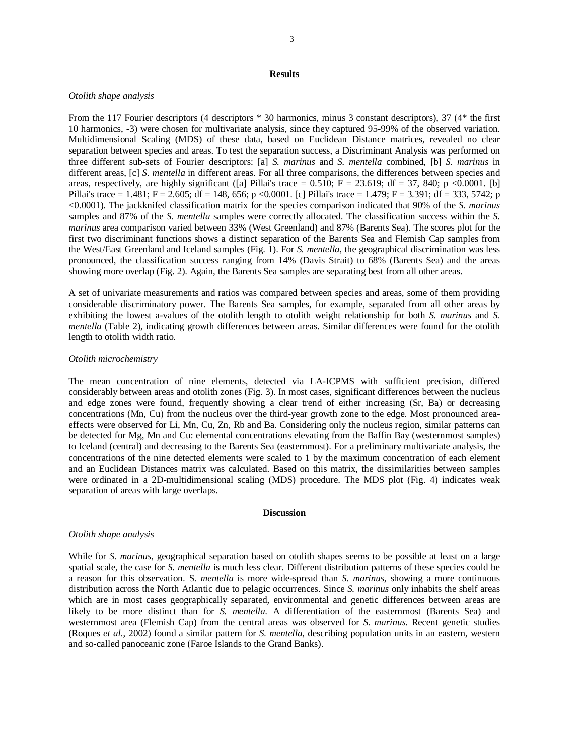## Results

### *Otolith shape analysis*

From the 117 Fourier descriptors (4 descriptors * 30 harmonics, minus 3 constant descriptors), 37 (4* the first 10 harmonics, -3) were chosen for multivariate analysis, since they captured 95-99% of the observed variation. Multidimensional Scaling (MDS) of these data, based on Euclidean Distance matrices, revealed no clear separation between species and areas. To test the separation success, a Discriminant Analysis was performed on three different sub-sets of Fourier descriptors: [a] *S. marinus* and *S. mentella* combined, [b] *S. marinus* in different areas, [c] *S. mentella* in different areas. For all three comparisons, the differences between species and areas, respectively, are highly significant ([a] Pillai's trace = 0.510; $F = 23.619$; df = 37, 840; $p < 0.0001$. [b] Pillai's trace = 1.481; $F = 2.605$; df = 148, 656; $p < 0.0001$. [c] Pillai's trace = 1.479; $F = 3.391$; df = 333, 5742; $p < 0.0001$). The jackknifed classification matrix for the species comparison indicated that 90% of the *S. marinus* samples and 87% of the *S. mentella* samples were correctly allocated. The classification success within the *S. marinus* area comparison varied between 33% (West Greenland) and 87% (Barents Sea). The scores plot for the first two discriminant functions shows a distinct separation of the Barents Sea and Flemish Cap samples from the West/East Greenland and Iceland samples (Fig. 1). For *S. mentella*, the geographical discrimination was less pronounced, the classification success ranging from 14% (Davis Strait) to 68% (Barents Sea) and the areas showing more overlap (Fig. 2). Again, the Barents Sea samples are separating best from all other areas.

A set of univariate measurements and ratios was compared between species and areas, some of them providing considerable discriminatory power. The Barents Sea samples, for example, separated from all other areas by exhibiting the lowest a-values of the otolith length to otolith weight relationship for both *S. marinus* and *S. mentella* (Table 2), indicating growth differences between areas. Similar differences were found for the otolith length to otolith width ratio.

### *Otolith microchemistry*

The mean concentration of nine elements, detected via LA-ICPMS with sufficient precision, differed considerably between areas and otolith zones (Fig. 3). In most cases, significant differences between the nucleus and edge zones were found, frequently showing a clear trend of either increasing (Sr, Ba) or decreasing concentrations (Mn, Cu) from the nucleus over the third-year growth zone to the edge. Most pronounced area-effects were observed for Li, Mn, Cu, Zn, Rb and Ba. Considering only the nucleus region, similar patterns can be detected for Mg, Mn and Cu: elemental concentrations elevating from the Baffin Bay (westernmost samples) to Iceland (central) and decreasing to the Barents Sea (easternmost). For a preliminary multivariate analysis, the concentrations of the nine detected elements were scaled to 1 by the maximum concentration of each element and an Euclidean Distances matrix was calculated. Based on this matrix, the dissimilarities between samples were ordinated in a 2D-multidimensional scaling (MDS) procedure. The MDS plot (Fig. 4) indicates weak separation of areas with large overlaps.

## Discussion

### *Otolith shape analysis*

While for *S. marinus*, geographical separation based on otolith shapes seems to be possible at least on a large spatial scale, the case for *S. mentella* is much less clear. Different distribution patterns of these species could be a reason for this observation. S. *mentella* is more wide-spread than *S. marinus*, showing a more continuous distribution across the North Atlantic due to pelagic occurrences. Since *S. marinus* only inhabits the shelf areas which are in most cases geographically separated, environmental and genetic differences between areas are likely to be more distinct than for *S. mentella*. A differentiation of the easternmost (Barents Sea) and westernmost area (Flemish Cap) from the central areas was observed for *S. marinus*. Recent genetic studies (Roques *et al*., 2002) found a similar pattern for *S. mentella*, describing population units in an eastern, western and so-called panoceanic zone (Faroe Islands to the Grand Banks).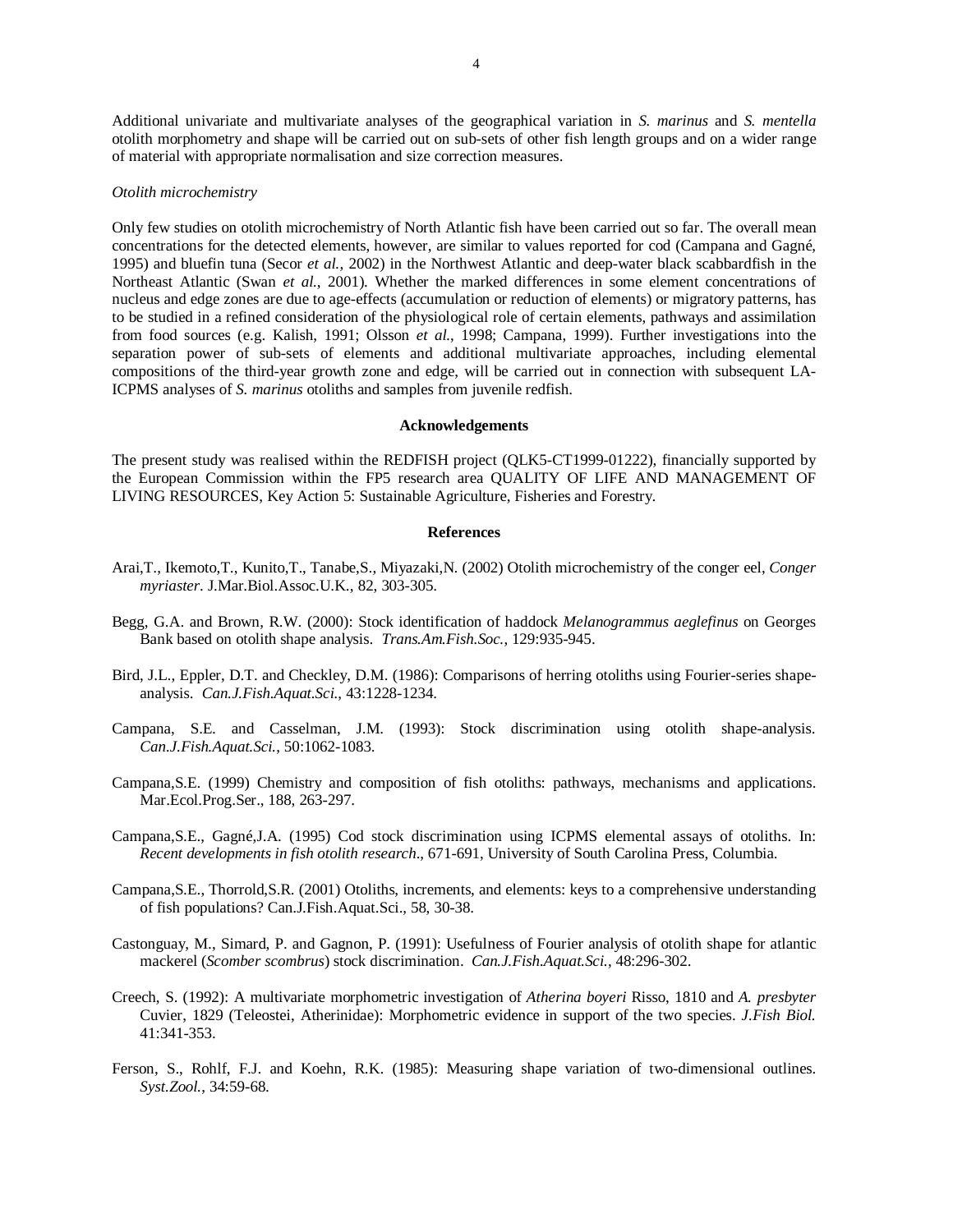Additional univariate and multivariate analyses of the geographical variation in *S. marinus* and *S. mentella* otolith morphometry and shape will be carried out on sub-sets of other fish length groups and on a wider range of material with appropriate normalisation and size correction measures.

*Otolith microchemistry*

Only few studies on otolith microchemistry of North Atlantic fish have been carried out so far. The overall mean concentrations for the detected elements, however, are similar to values reported for cod (Campana and Gagné, 1995) and bluefin tuna (Secor *et al.*, 2002) in the Northwest Atlantic and deep-water black scabbardfish in the Northeast Atlantic (Swan *et al.*, 2001). Whether the marked differences in some element concentrations of nucleus and edge zones are due to age-effects (accumulation or reduction of elements) or migratory patterns, has to be studied in a refined consideration of the physiological role of certain elements, pathways and assimilation from food sources (e.g. Kalish, 1991; Olsson *et al.*, 1998; Campana, 1999). Further investigations into the separation power of sub-sets of elements and additional multivariate approaches, including elemental compositions of the third-year growth zone and edge, will be carried out in connection with subsequent LA-ICPMS analyses of *S. marinus* otoliths and samples from juvenile redfish.

## Acknowledgements

The present study was realised within the REDFISH project (QLK5-CT1999-01222), financially supported by the European Commission within the FP5 research area QUALITY OF LIFE AND MANAGEMENT OF LIVING RESOURCES, Key Action 5: Sustainable Agriculture, Fisheries and Forestry.

## References

Arai,T., Ikemoto,T., Kunito,T., Tanabe,S., Miyazaki,N. (2002) Otolith microchemistry of the conger eel, *Conger myriaster*. J.Mar.Biol.Assoc.U.K., 82, 303-305.

Begg, G.A. and Brown, R.W. (2000): Stock identification of haddock *Melanogrammus aeglefinus* on Georges Bank based on otolith shape analysis. *Trans.Am.Fish.Soc.*, 129:935-945.

Bird, J.L., Eppler, D.T. and Checkley, D.M. (1986): Comparisons of herring otoliths using Fourier-series shape-analysis. *Can.J.Fish.Aquat.Sci.*, 43:1228-1234.

Campana, S.E. and Casselman, J.M. (1993): Stock discrimination using otolith shape-analysis. *Can.J.Fish.Aquat.Sci.*, 50:1062-1083.

Campana,S.E. (1999) Chemistry and composition of fish otoliths: pathways, mechanisms and applications. Mar.Ecol.Prog.Ser., 188, 263-297.

Campana,S.E., Gagné,J.A. (1995) Cod stock discrimination using ICPMS elemental assays of otoliths. In: *Recent developments in fish otolith research*., 671-691, University of South Carolina Press, Columbia.

Campana,S.E., Thorrold,S.R. (2001) Otoliths, increments, and elements: keys to a comprehensive understanding of fish populations? Can.J.Fish.Aquat.Sci., 58, 30-38.

Castonguay, M., Simard, P. and Gagnon, P. (1991): Usefulness of Fourier analysis of otolith shape for atlantic mackerel (*Scomber scombrus*) stock discrimination. *Can.J.Fish.Aquat.Sci.*, 48:296-302.

Creech, S. (1992): A multivariate morphometric investigation of *Atherina boyeri* Risso, 1810 and *A. presbyter* Cuvier, 1829 (Teleostei, Atherinidae): Morphometric evidence in support of the two species. *J.Fish Biol.* 41:341-353.

Ferson, S., Rohlf, F.J. and Koehn, R.K. (1985): Measuring shape variation of two-dimensional outlines. *Syst.Zool.*, 34:59-68.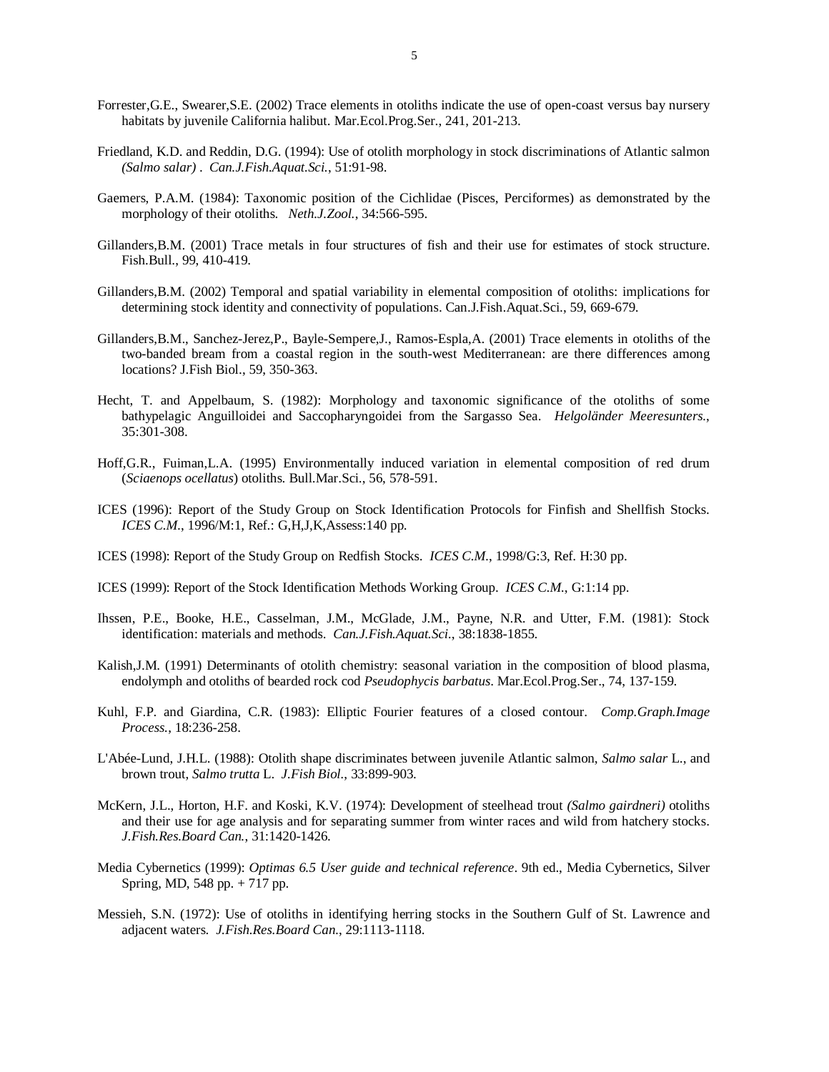Forrester,G.E., Swearer,S.E. (2002) Trace elements in otoliths indicate the use of open-coast versus bay nursery habitats by juvenile California halibut. Mar.Ecol.Prog.Ser., 241, 201-213.

Friedland, K.D. and Reddin, D.G. (1994): Use of otolith morphology in stock discriminations of Atlantic salmon *(Salmo salar)* . *Can.J.Fish.Aquat.Sci.*, 51:91-98.

Gaemers, P.A.M. (1984): Taxonomic position of the Cichlidae (Pisces, Perciformes) as demonstrated by the morphology of their otoliths. *Neth.J.Zool.*, 34:566-595.

Gillanders,B.M. (2001) Trace metals in four structures of fish and their use for estimates of stock structure. Fish.Bull., 99, 410-419.

Gillanders,B.M. (2002) Temporal and spatial variability in elemental composition of otoliths: implications for determining stock identity and connectivity of populations. Can.J.Fish.Aquat.Sci., 59, 669-679.

Gillanders,B.M., Sanchez-Jerez,P., Bayle-Sempere,J., Ramos-Espla,A. (2001) Trace elements in otoliths of the two-banded bream from a coastal region in the south-west Mediterranean: are there differences among locations? J.Fish Biol., 59, 350-363.

Hecht, T. and Appelbaum, S. (1982): Morphology and taxonomic significance of the otoliths of some bathypelagic Anguilloidei and Saccopharyngoidei from the Sargasso Sea. *Helgoländer Meeresunters.*, 35:301-308.

Hoff,G.R., Fuiman,L.A. (1995) Environmentally induced variation in elemental composition of red drum (*Sciaenops ocellatus*) otoliths. Bull.Mar.Sci., 56, 578-591.

ICES (1996): Report of the Study Group on Stock Identification Protocols for Finfish and Shellfish Stocks. *ICES C.M.*, 1996/M:1, Ref.: G,H,J,K,Assess:140 pp.

ICES (1998): Report of the Study Group on Redfish Stocks. *ICES C.M.*, 1998/G:3, Ref. H:30 pp.

ICES (1999): Report of the Stock Identification Methods Working Group. *ICES C.M.*, G:1:14 pp.

Ihssen, P.E., Booke, H.E., Casselman, J.M., McGlade, J.M., Payne, N.R. and Utter, F.M. (1981): Stock identification: materials and methods. *Can.J.Fish.Aquat.Sci.*, 38:1838-1855.

Kalish,J.M. (1991) Determinants of otolith chemistry: seasonal variation in the composition of blood plasma, endolymph and otoliths of bearded rock cod *Pseudophycis barbatus*. Mar.Ecol.Prog.Ser., 74, 137-159.

Kuhl, F.P. and Giardina, C.R. (1983): Elliptic Fourier features of a closed contour. *Comp.Graph.Image Process.*, 18:236-258.

L'Abée-Lund, J.H.L. (1988): Otolith shape discriminates between juvenile Atlantic salmon, *Salmo salar* L., and brown trout, *Salmo trutta* L. *J.Fish Biol.*, 33:899-903.

McKern, J.L., Horton, H.F. and Koski, K.V. (1974): Development of steelhead trout *(Salmo gairdneri)* otoliths and their use for age analysis and for separating summer from winter races and wild from hatchery stocks. *J.Fish.Res.Board Can.*, 31:1420-1426.

Media Cybernetics (1999): *Optimas 6.5 User guide and technical reference*. 9th ed., Media Cybernetics, Silver Spring, MD, 548 pp. + 717 pp.

Messieh, S.N. (1972): Use of otoliths in identifying herring stocks in the Southern Gulf of St. Lawrence and adjacent waters. *J.Fish.Res.Board Can.*, 29:1113-1118.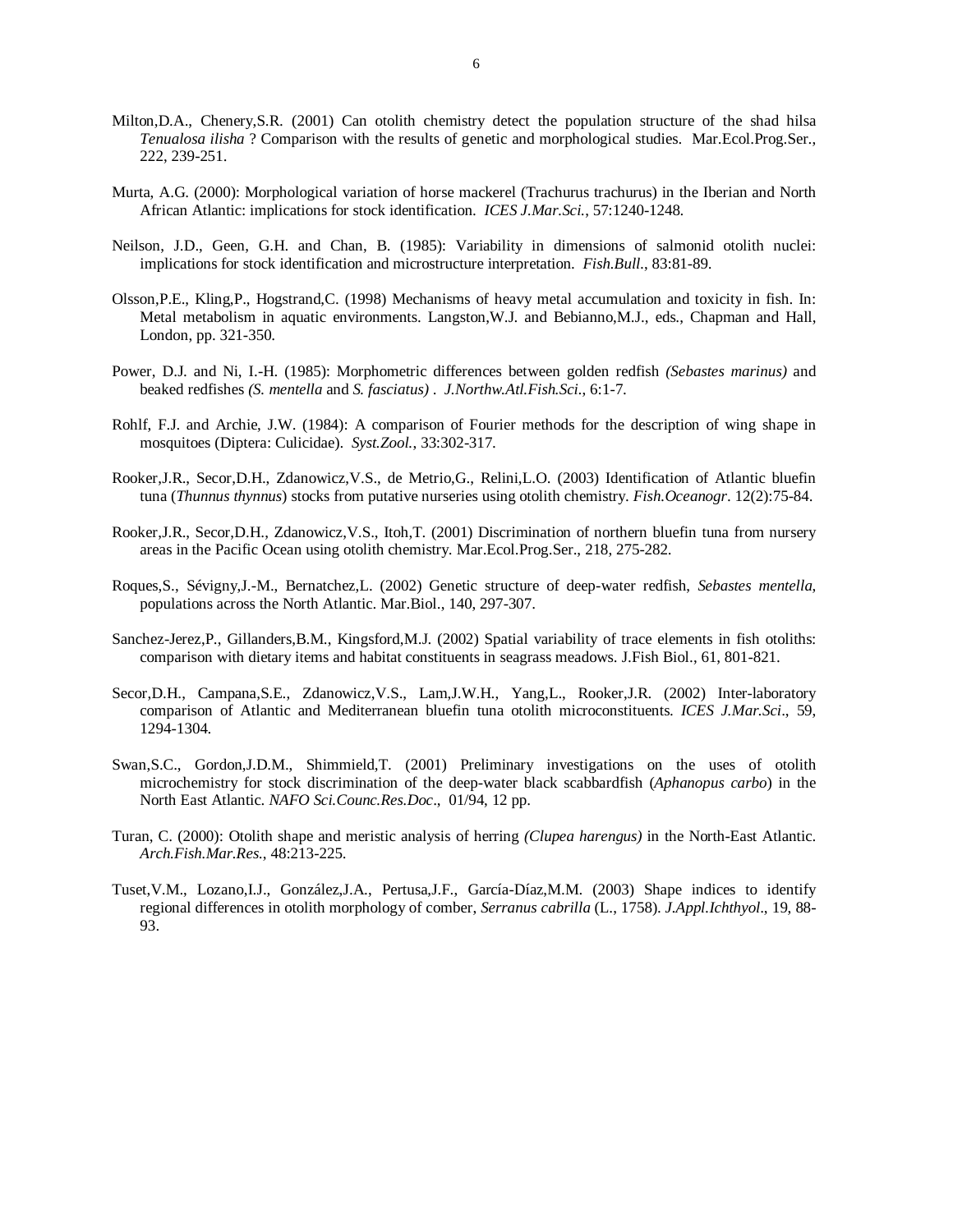Milton,D.A., Chenery,S.R. (2001) Can otolith chemistry detect the population structure of the shad hilsa *Tenualosa ilisha* ? Comparison with the results of genetic and morphological studies. Mar.Ecol.Prog.Ser., 222, 239-251.

Murta, A.G. (2000): Morphological variation of horse mackerel (Trachurus trachurus) in the Iberian and North African Atlantic: implications for stock identification. *ICES J.Mar.Sci.*, 57:1240-1248.

Neilson, J.D., Geen, G.H. and Chan, B. (1985): Variability in dimensions of salmonid otolith nuclei: implications for stock identification and microstructure interpretation. *Fish.Bull.*, 83:81-89.

Olsson,P.E., Kling,P., Hogstrand,C. (1998) Mechanisms of heavy metal accumulation and toxicity in fish. In: Metal metabolism in aquatic environments. Langston,W.J. and Bebianno,M.J., eds., Chapman and Hall, London, pp. 321-350.

Power, D.J. and Ni, I.-H. (1985): Morphometric differences between golden redfish *(Sebastes marinus)* and beaked redfishes *(S. mentella* and *S. fasciatus)* . *J.Northw.Atl.Fish.Sci.*, 6:1-7.

Rohlf, F.J. and Archie, J.W. (1984): A comparison of Fourier methods for the description of wing shape in mosquitoes (Diptera: Culicidae). *Syst.Zool.*, 33:302-317.

Rooker,J.R., Secor,D.H., Zdanowicz,V.S., de Metrio,G., Relini,L.O. (2003) Identification of Atlantic bluefin tuna (*Thunnus thynnus*) stocks from putative nurseries using otolith chemistry. *Fish.Oceanogr*. 12(2):75-84.

Rooker,J.R., Secor,D.H., Zdanowicz,V.S., Itoh,T. (2001) Discrimination of northern bluefin tuna from nursery areas in the Pacific Ocean using otolith chemistry. Mar.Ecol.Prog.Ser., 218, 275-282.

Roques,S., Sévigny,J.-M., Bernatchez,L. (2002) Genetic structure of deep-water redfish, *Sebastes mentella*, populations across the North Atlantic. Mar.Biol., 140, 297-307.

Sanchez-Jerez,P., Gillanders,B.M., Kingsford,M.J. (2002) Spatial variability of trace elements in fish otoliths: comparison with dietary items and habitat constituents in seagrass meadows. J.Fish Biol., 61, 801-821.

Secor,D.H., Campana,S.E., Zdanowicz,V.S., Lam,J.W.H., Yang,L., Rooker,J.R. (2002) Inter-laboratory comparison of Atlantic and Mediterranean bluefin tuna otolith microconstituents. *ICES J.Mar.Sci*., 59, 1294-1304.

Swan,S.C., Gordon,J.D.M., Shimmield,T. (2001) Preliminary investigations on the uses of otolith microchemistry for stock discrimination of the deep-water black scabbardfish (*Aphanopus carbo*) in the North East Atlantic. *NAFO Sci.Counc.Res.Doc*., 01/94, 12 pp.

Turan, C. (2000): Otolith shape and meristic analysis of herring *(Clupea harengus)* in the North-East Atlantic. *Arch.Fish.Mar.Res.*, 48:213-225.

Tuset,V.M., Lozano,I.J., González,J.A., Pertusa,J.F., García-Díaz,M.M. (2003) Shape indices to identify regional differences in otolith morphology of comber, *Serranus cabrilla* (L., 1758). *J.Appl.Ichthyol*., 19, 88-93.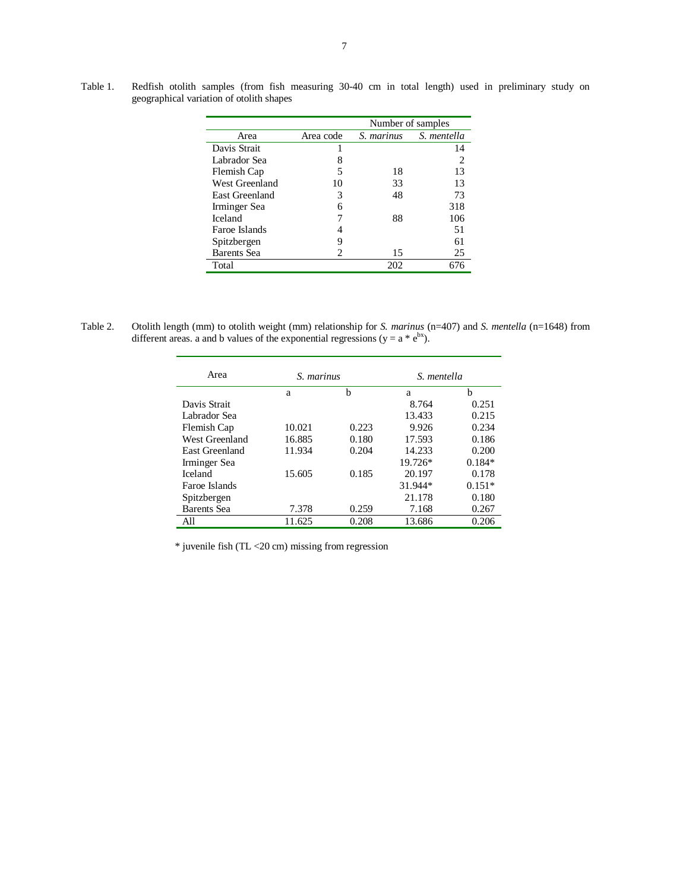Table 1. Redfish otolith samples (from fish measuring 30-40 cm in total length) used in preliminary study on geographical variation of otolith shapes

| Area | Area code | Number of samples | |
|---|---|---|---|
| | | *S. marinus* | *S. mentella* |
| Davis Strait | 1 | | 14 |
| Labrador Sea | 8 | | 2 |
| Flemish Cap | 5 | 18 | 13 |
| West Greenland | 10 | 33 | 13 |
| East Greenland | 3 | 48 | 73 |
| Irminger Sea | 6 | | 318 |
| Iceland | 7 | 88 | 106 |
| Faroe Islands | 4 | | 51 |
| Spitzbergen | 9 | | 61 |
| Barents Sea | 2 | 15 | 25 |
| Total | | 202 | 676 |

Table 2. Otolith length (mm) to otolith weight (mm) relationship for *S. marinus* (n=407) and *S. mentella* (n=1648) from different areas. a and b values of the exponential regressions ($y = a * e^{bx}$).

| Area | *S. marinus* | | *S. mentella* | |
|---|---|---|---|---|
| | a | b | a | b |
| Davis Strait | | | 8.764 | 0.251 |
| Labrador Sea | | | 13.433 | 0.215 |
| Flemish Cap | 10.021 | 0.223 | 9.926 | 0.234 |
| West Greenland | 16.885 | 0.180 | 17.593 | 0.186 |
| East Greenland | 11.934 | 0.204 | 14.233 | 0.200 |
| Irminger Sea | | | 19.726* | 0.184* |
| Iceland | 15.605 | 0.185 | 20.197 | 0.178 |
| Faroe Islands | | | 31.944* | 0.151* |
| Spitzbergen | | | 21.178 | 0.180 |
| Barents Sea | 7.378 | 0.259 | 7.168 | 0.267 |
| All | 11.625 | 0.208 | 13.686 | 0.206 |

* juvenile fish (TL <20 cm) missing from regression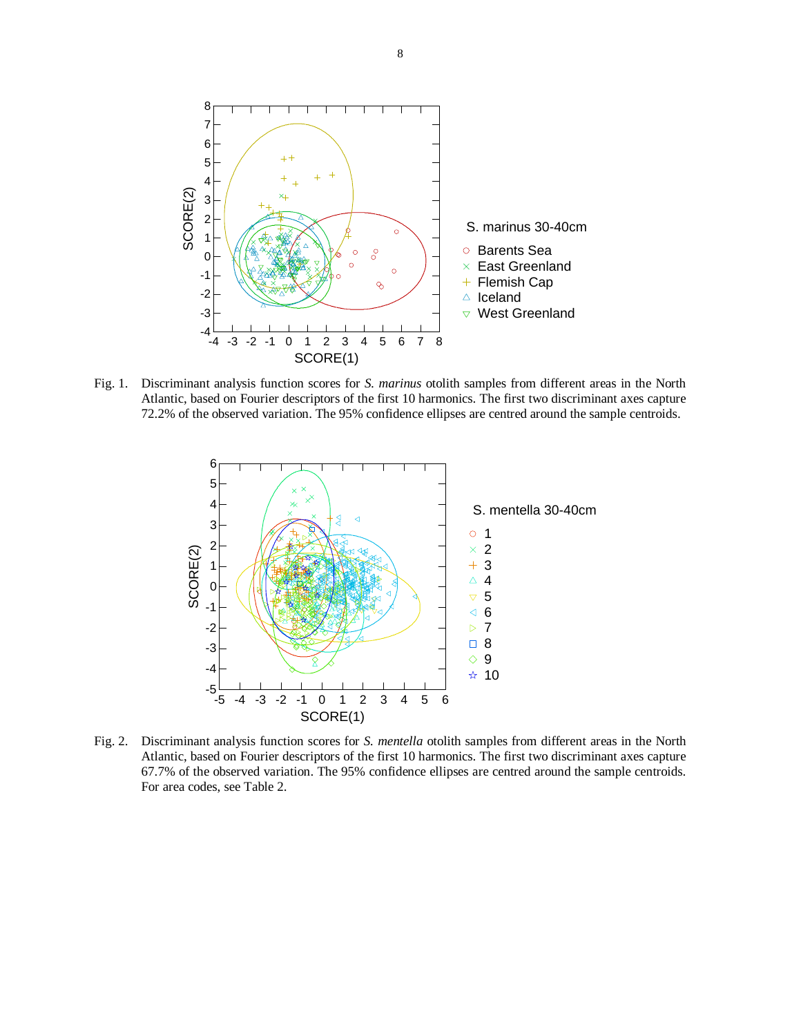Fig. 1. Discriminant analysis function scores for *S. marinus* otolith samples from different areas in the North Atlantic, based on Fourier descriptors of the first 10 harmonics. The first two discriminant axes capture 72.2% of the observed variation. The 95% confidence ellipses are centred around the sample centroids.

Fig. 2. Discriminant analysis function scores for *S. mentella* otolith samples from different areas in the North Atlantic, based on Fourier descriptors of the first 10 harmonics. The first two discriminant axes capture 67.7% of the observed variation. The 95% confidence ellipses are centred around the sample centroids. For area codes, see Table 2.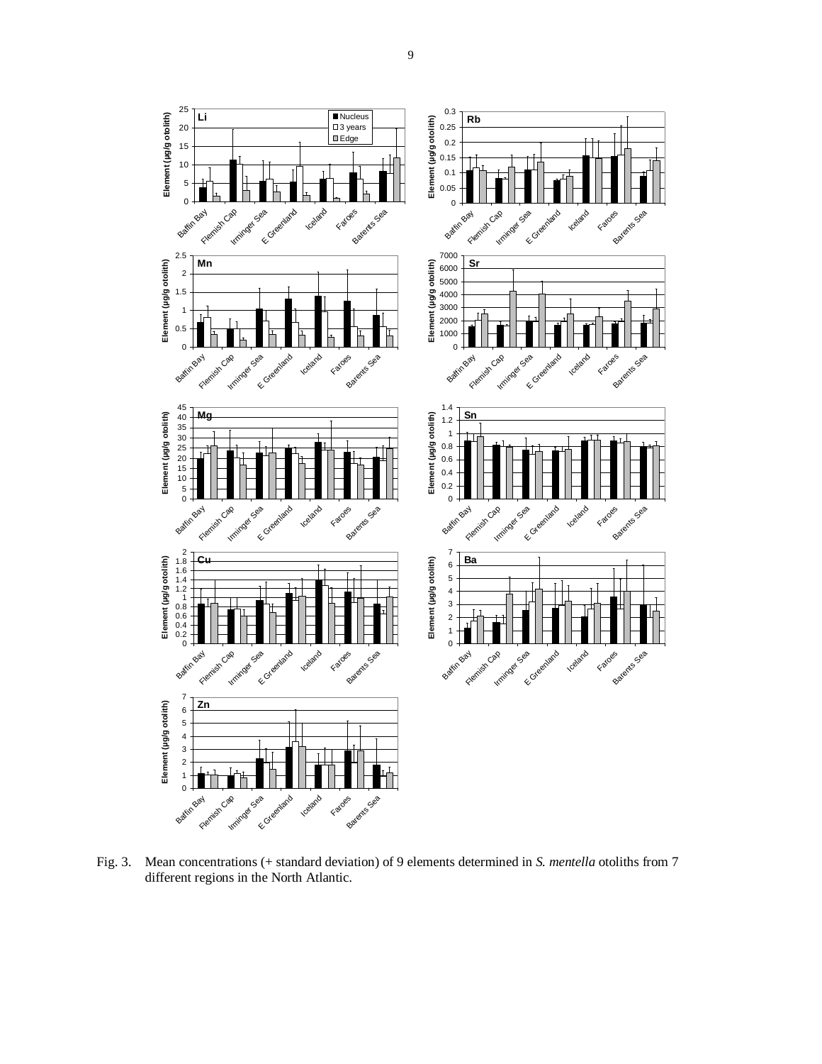Fig. 3. Mean concentrations (+ standard deviation) of 9 elements determined in *S. mentella* otoliths from 7 different regions in the North Atlantic.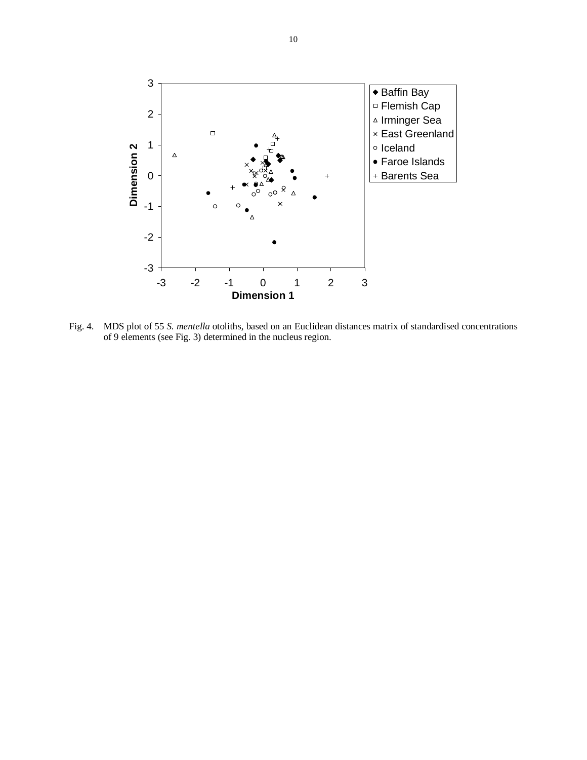3
2
1
0
-1
-2
-3

Dimension 2

-3 -2 -1 0 1 2 3

Dimension 1

◆ Baffin Bay
□ Flemish Cap
△ Irminger Sea
× East Greenland
○ Iceland
● Faroe Islands
+ Barents Sea

Fig. 4. MDS plot of 55 *S. mentella* otoliths, based on an Euclidean distances matrix of standardised concentrations of 9 elements (see Fig. 3) determined in the nucleus region.